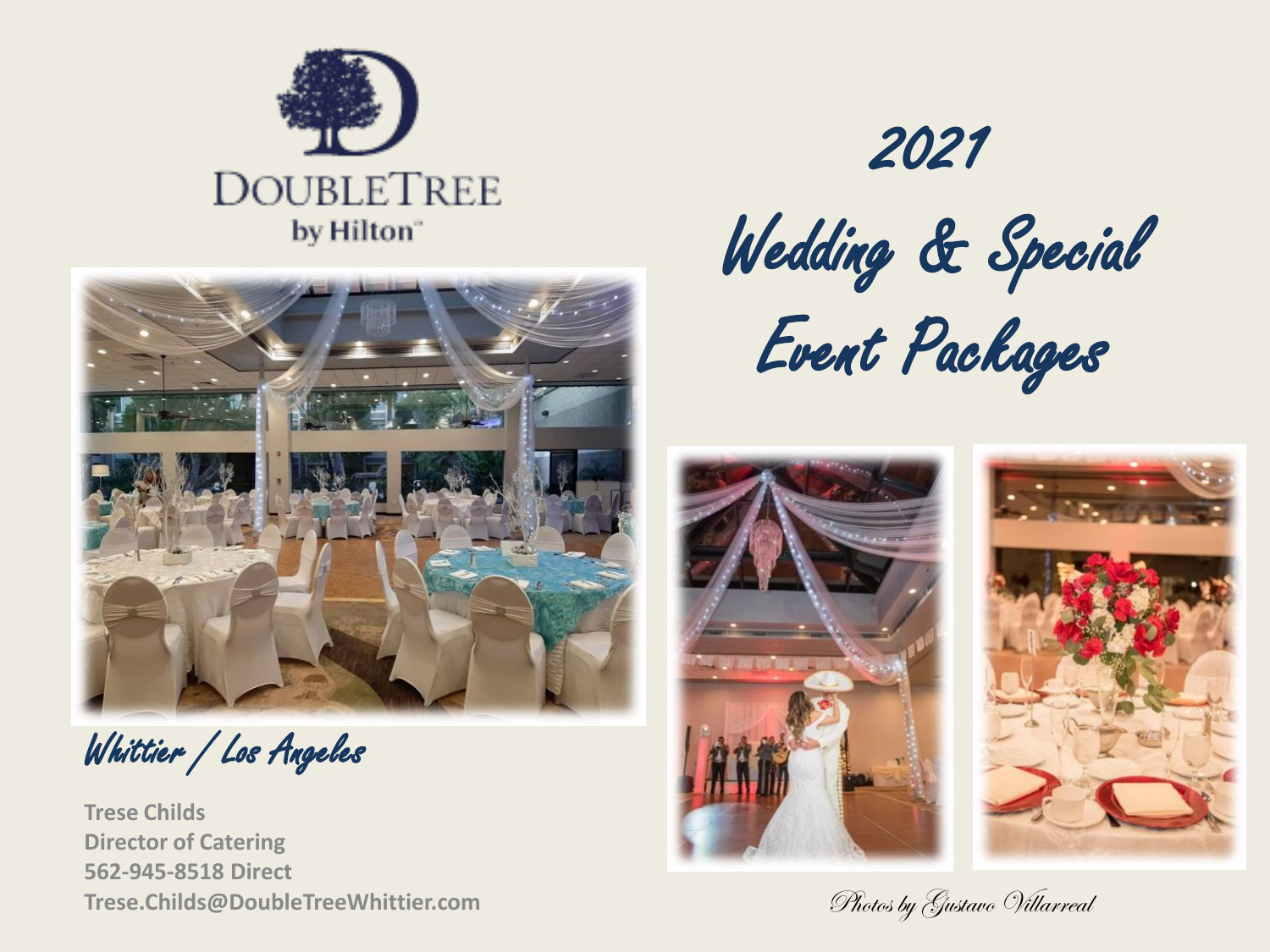DoubleTree by Hilton

# 2021 Wedding & Special Event Packages

*Whittier / Los Angeles*

**Trese Childs**
**Director of Catering**
**562-945-8518 Direct**
**Trese.Childs@DoubleTreeWhittier.com**

*Photos by Gustavo Villarreal*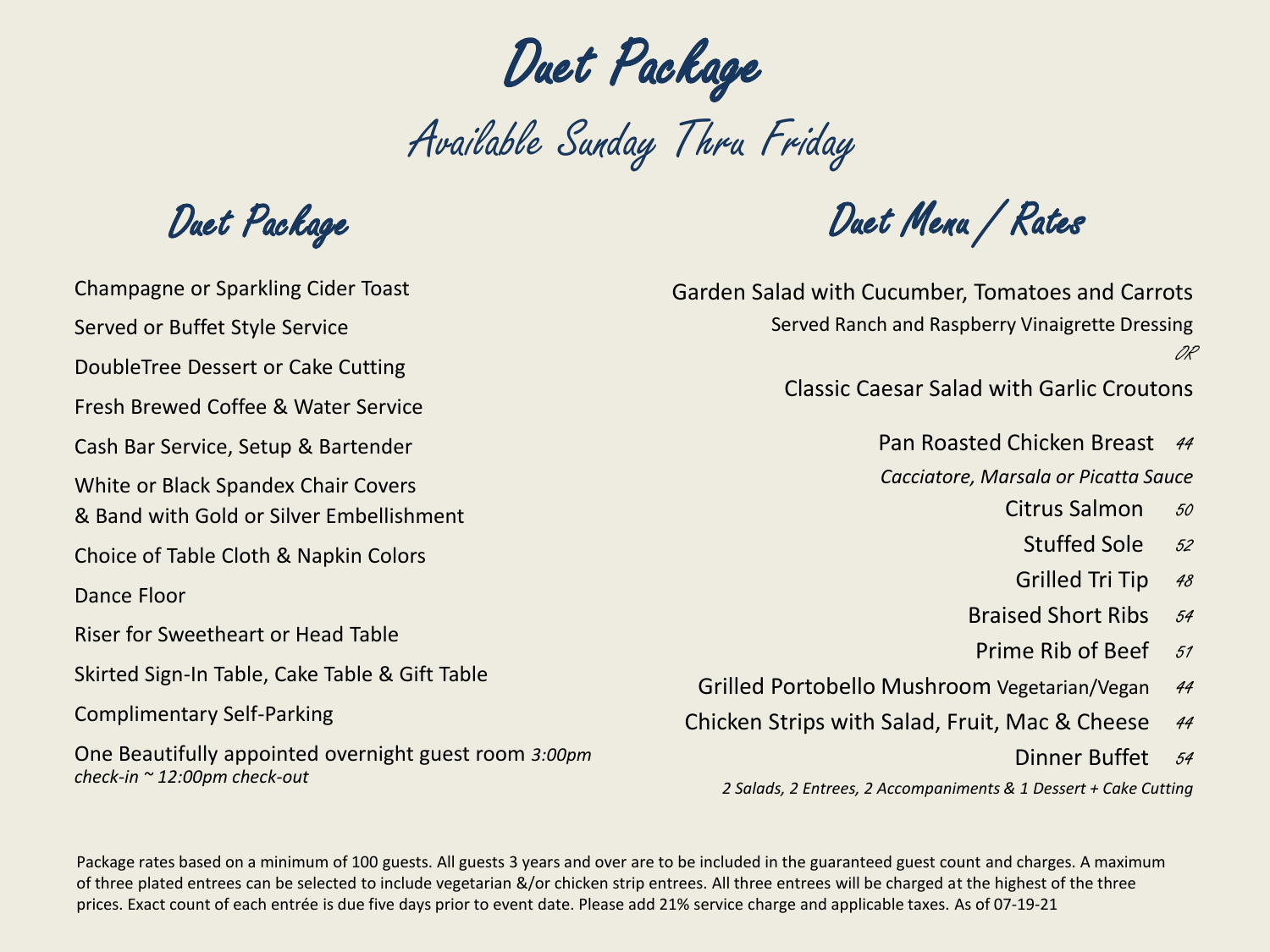# Duet Package

## Available Sunday Thru Friday

### Duet Package

Champagne or Sparkling Cider Toast

Served or Buffet Style Service

DoubleTree Dessert or Cake Cutting

Fresh Brewed Coffee & Water Service

Cash Bar Service, Setup & Bartender

White or Black Spandex Chair Covers
& Band with Gold or Silver Embellishment

Choice of Table Cloth & Napkin Colors

Dance Floor

Riser for Sweetheart or Head Table

Skirted Sign-In Table, Cake Table & Gift Table

Complimentary Self-Parking

One Beautifully appointed overnight guest room *3:00pm check-in ~ 12:00pm check-out*

### Duet Menu / Rates

Garden Salad with Cucumber, Tomatoes and Carrots
Served Ranch and Raspberry Vinaigrette Dressing

*OR*

Classic Caesar Salad with Garlic Croutons

Pan Roasted Chicken Breast *44*
*Cacciatore, Marsala or Picatta Sauce*

Citrus Salmon *50*

Stuffed Sole *52*

Grilled Tri Tip *48*

Braised Short Ribs *54*

Prime Rib of Beef *51*

Grilled Portobello Mushroom Vegetarian/Vegan *44*

Chicken Strips with Salad, Fruit, Mac & Cheese *44*

Dinner Buffet *54*
*2 Salads, 2 Entrees, 2 Accompaniments & 1 Dessert + Cake Cutting*

Package rates based on a minimum of 100 guests. All guests 3 years and over are to be included in the guaranteed guest count and charges. A maximum of three plated entrees can be selected to include vegetarian &/or chicken strip entrees. All three entrees will be charged at the highest of the three prices. Exact count of each entrée is due five days prior to event date. Please add 21% service charge and applicable taxes. As of 07-19-21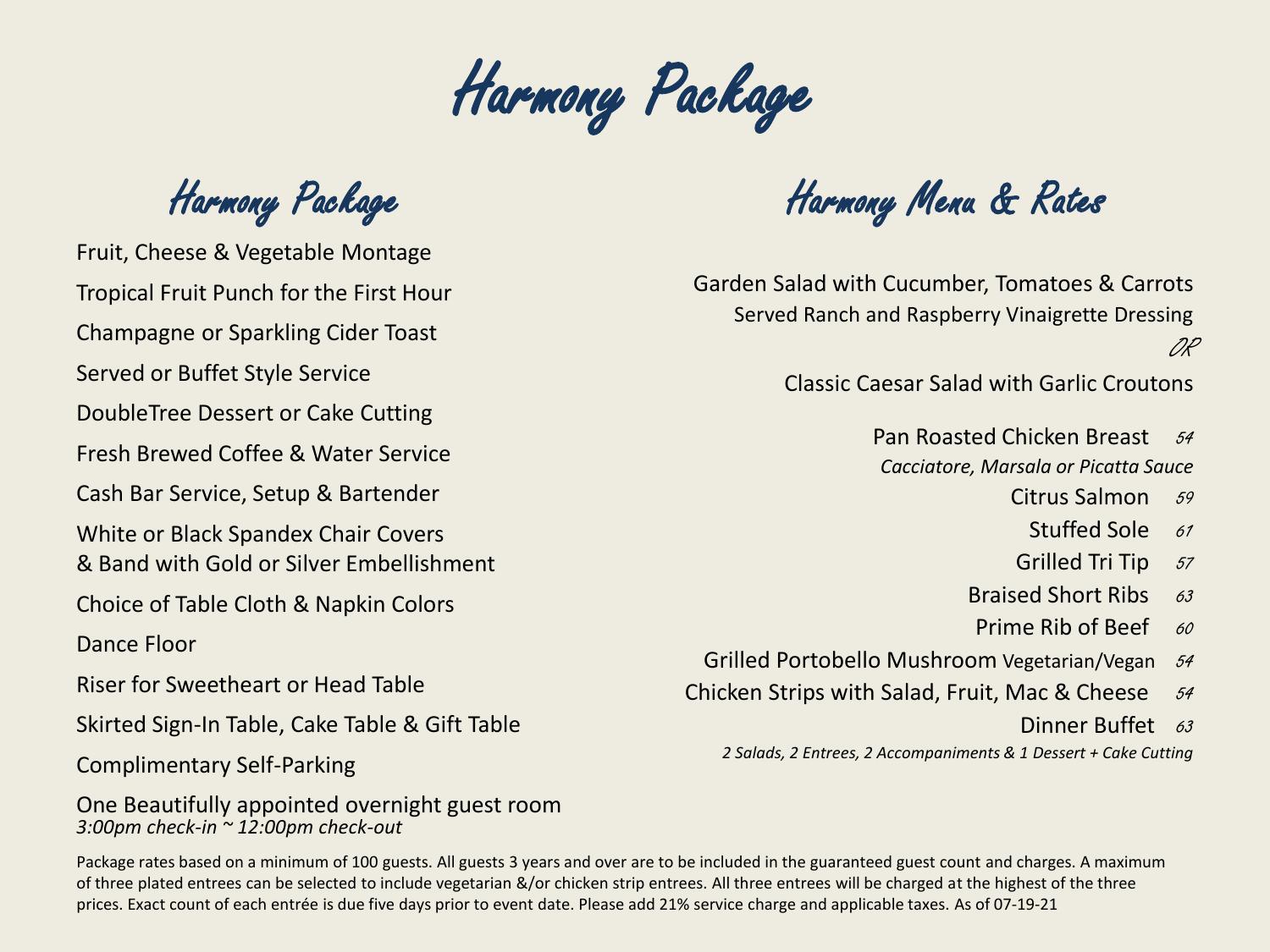# Harmony Package

## Harmony Package

Fruit, Cheese & Vegetable Montage

Tropical Fruit Punch for the First Hour

Champagne or Sparkling Cider Toast

Served or Buffet Style Service

DoubleTree Dessert or Cake Cutting

Fresh Brewed Coffee & Water Service

Cash Bar Service, Setup & Bartender

White or Black Spandex Chair Covers
& Band with Gold or Silver Embellishment

Choice of Table Cloth & Napkin Colors

Dance Floor

Riser for Sweetheart or Head Table

Skirted Sign-In Table, Cake Table & Gift Table

Complimentary Self-Parking

One Beautifully appointed overnight guest room
*3:00pm check-in ~ 12:00pm check-out*

## Harmony Menu & Rates

Garden Salad with Cucumber, Tomatoes & Carrots
Served Ranch and Raspberry Vinaigrette Dressing

*OR*

Classic Caesar Salad with Garlic Croutons

| Entree | Price |
|---|---|
| Pan Roasted Chicken Breast *Cacciatore, Marsala or Picatta Sauce* | 54 |
| Citrus Salmon | 59 |
| Stuffed Sole | 61 |
| Grilled Tri Tip | 57 |
| Braised Short Ribs | 63 |
| Prime Rib of Beef | 60 |
| Grilled Portobello Mushroom Vegetarian/Vegan | 54 |
| Chicken Strips with Salad, Fruit, Mac & Cheese | 54 |
| Dinner Buffet *2 Salads, 2 Entrees, 2 Accompaniments & 1 Dessert + Cake Cutting* | 63 |

Package rates based on a minimum of 100 guests. All guests 3 years and over are to be included in the guaranteed guest count and charges. A maximum of three plated entrees can be selected to include vegetarian &/or chicken strip entrees. All three entrees will be charged at the highest of the three prices. Exact count of each entrée is due five days prior to event date. Please add 21% service charge and applicable taxes. As of 07-19-21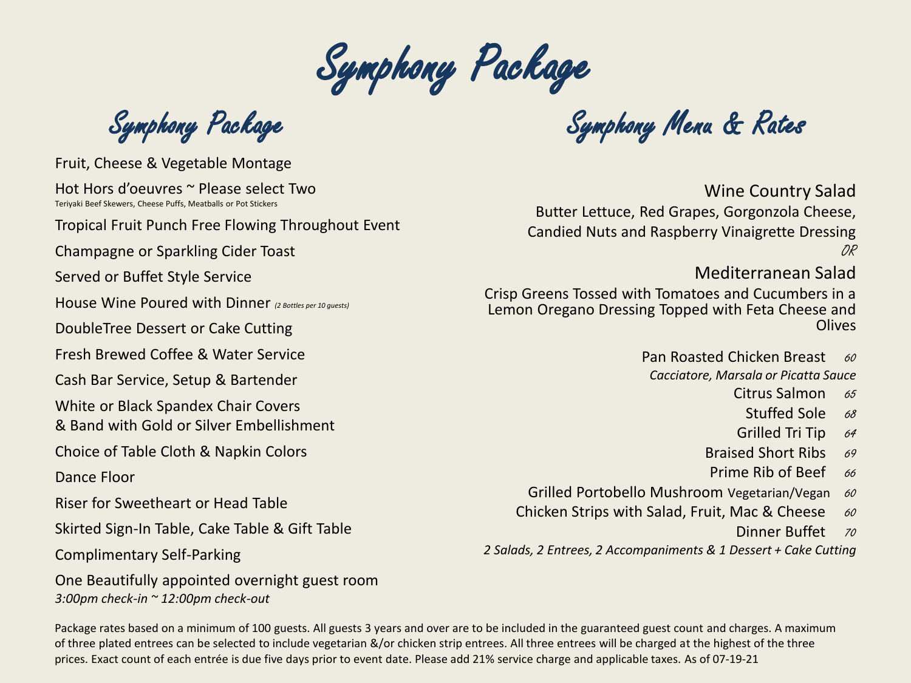# Symphony Package

## Symphony Package

Fruit, Cheese & Vegetable Montage

Hot Hors d'oeuvres ~ Please select Two
Teriyaki Beef Skewers, Cheese Puffs, Meatballs or Pot Stickers

Tropical Fruit Punch Free Flowing Throughout Event

Champagne or Sparkling Cider Toast

Served or Buffet Style Service

House Wine Poured with Dinner *(2 Bottles per 10 guests)*

DoubleTree Dessert or Cake Cutting

Fresh Brewed Coffee & Water Service

Cash Bar Service, Setup & Bartender

White or Black Spandex Chair Covers
& Band with Gold or Silver Embellishment

Choice of Table Cloth & Napkin Colors

Dance Floor

Riser for Sweetheart or Head Table

Skirted Sign-In Table, Cake Table & Gift Table

Complimentary Self-Parking

One Beautifully appointed overnight guest room
*3:00pm check-in ~ 12:00pm check-out*

## Symphony Menu & Rates

Wine Country Salad
Butter Lettuce, Red Grapes, Gorgonzola Cheese, Candied Nuts and Raspberry Vinaigrette Dressing

*OR*

Mediterranean Salad
Crisp Greens Tossed with Tomatoes and Cucumbers in a Lemon Oregano Dressing Topped with Feta Cheese and Olives

Pan Roasted Chicken Breast *60*
*Cacciatore, Marsala or Picatta Sauce*

Citrus Salmon *65*

Stuffed Sole *68*

Grilled Tri Tip *64*

Braised Short Ribs *69*

Prime Rib of Beef *66*

Grilled Portobello Mushroom Vegetarian/Vegan *60*

Chicken Strips with Salad, Fruit, Mac & Cheese *60*

Dinner Buffet *70*
*2 Salads, 2 Entrees, 2 Accompaniments & 1 Dessert + Cake Cutting*

Package rates based on a minimum of 100 guests. All guests 3 years and over are to be included in the guaranteed guest count and charges. A maximum of three plated entrees can be selected to include vegetarian &/or chicken strip entrees. All three entrees will be charged at the highest of the three prices. Exact count of each entrée is due five days prior to event date. Please add 21% service charge and applicable taxes. As of 07-19-21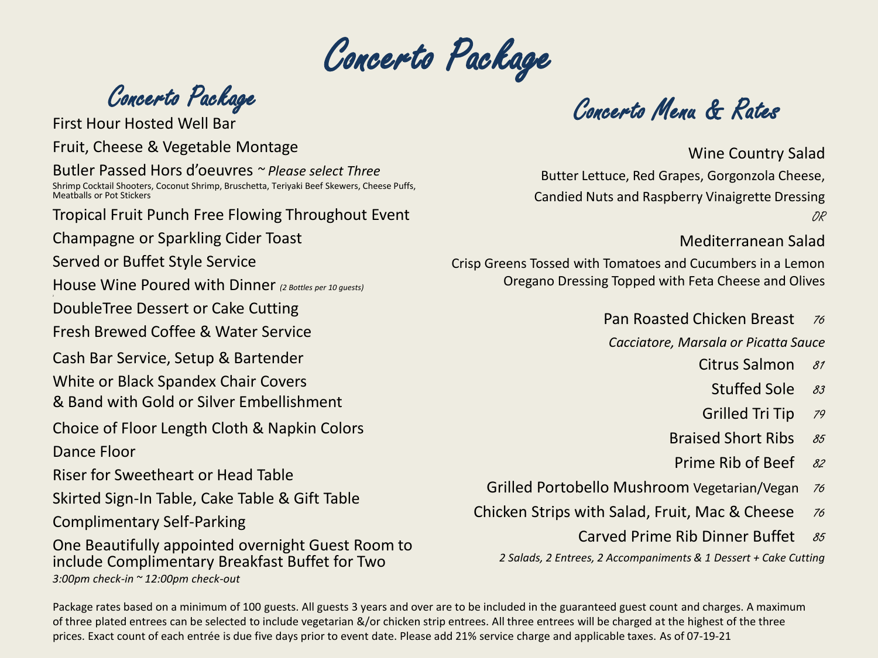# Concerto Package

## Concerto Package

First Hour Hosted Well Bar

Fruit, Cheese & Vegetable Montage

Butler Passed Hors d'oeuvres ~ *Please select Three*

Shrimp Cocktail Shooters, Coconut Shrimp, Bruschetta, Teriyaki Beef Skewers, Cheese Puffs, Meatballs or Pot Stickers

Tropical Fruit Punch Free Flowing Throughout Event

Champagne or Sparkling Cider Toast

Served or Buffet Style Service

House Wine Poured with Dinner *(2 Bottles per 10 guests)*

DoubleTree Dessert or Cake Cutting

Fresh Brewed Coffee & Water Service

Cash Bar Service, Setup & Bartender

White or Black Spandex Chair Covers & Band with Gold or Silver Embellishment

Choice of Floor Length Cloth & Napkin Colors

Dance Floor

Riser for Sweetheart or Head Table

Skirted Sign-In Table, Cake Table & Gift Table

Complimentary Self-Parking

One Beautifully appointed overnight Guest Room to include Complimentary Breakfast Buffet for Two

*3:00pm check-in ~ 12:00pm check-out*

## Concerto Menu & Rates

Wine Country Salad

Butter Lettuce, Red Grapes, Gorgonzola Cheese, Candied Nuts and Raspberry Vinaigrette Dressing

*OR*

Mediterranean Salad

Crisp Greens Tossed with Tomatoes and Cucumbers in a Lemon Oregano Dressing Topped with Feta Cheese and Olives

Pan Roasted Chicken Breast *76*

*Cacciatore, Marsala or Picatta Sauce*

Citrus Salmon *81*

Stuffed Sole *83*

Grilled Tri Tip *79*

Braised Short Ribs *85*

Prime Rib of Beef *82*

Grilled Portobello Mushroom Vegetarian/Vegan *76*

Chicken Strips with Salad, Fruit, Mac & Cheese *76*

Carved Prime Rib Dinner Buffet *85*

*2 Salads, 2 Entrees, 2 Accompaniments & 1 Dessert + Cake Cutting*

Package rates based on a minimum of 100 guests. All guests 3 years and over are to be included in the guaranteed guest count and charges. A maximum of three plated entrees can be selected to include vegetarian &/or chicken strip entrees. All three entrees will be charged at the highest of the three prices. Exact count of each entrée is due five days prior to event date. Please add 21% service charge and applicable taxes. As of 07-19-21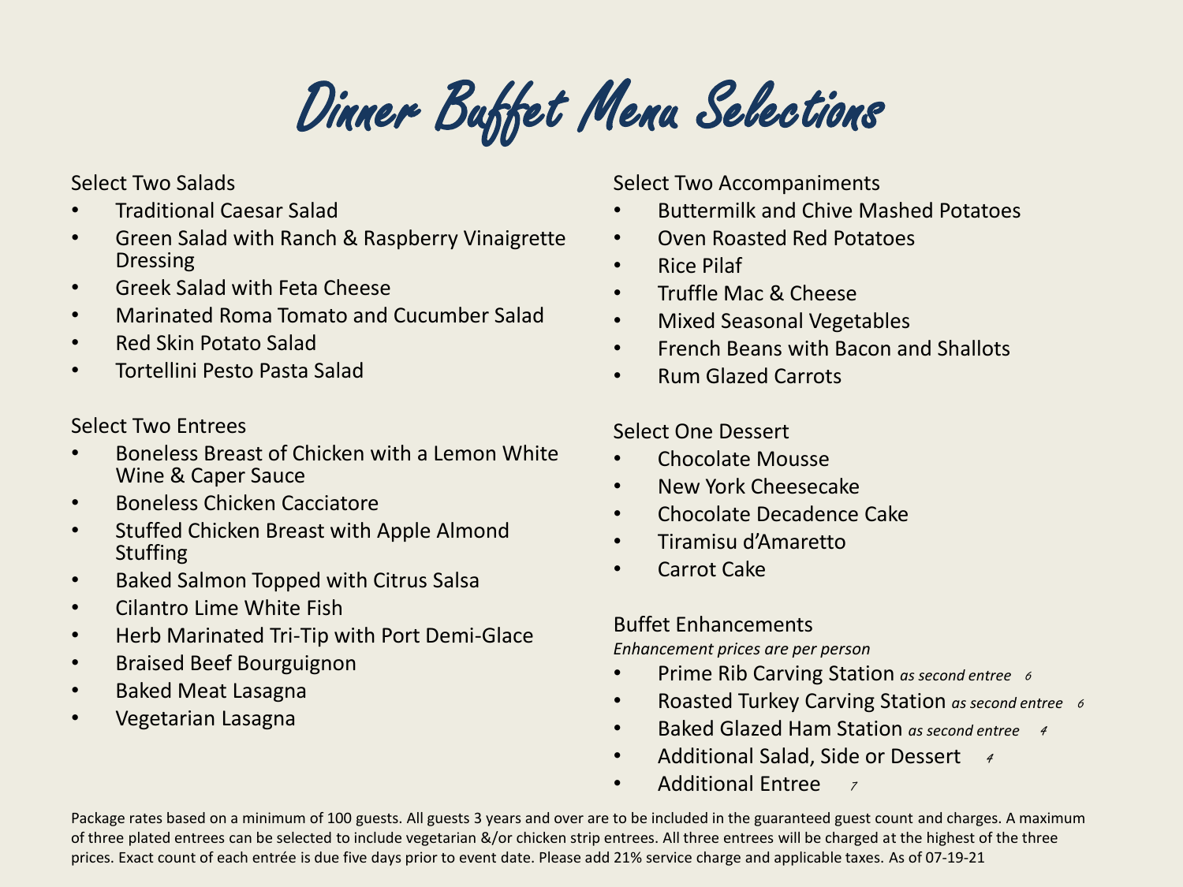# Dinner Buffet Menu Selections

Select Two Salads

- Traditional Caesar Salad
- Green Salad with Ranch & Raspberry Vinaigrette Dressing
- Greek Salad with Feta Cheese
- Marinated Roma Tomato and Cucumber Salad
- Red Skin Potato Salad
- Tortellini Pesto Pasta Salad

Select Two Entrees

- Boneless Breast of Chicken with a Lemon White Wine & Caper Sauce
- Boneless Chicken Cacciatore
- Stuffed Chicken Breast with Apple Almond Stuffing
- Baked Salmon Topped with Citrus Salsa
- Cilantro Lime White Fish
- Herb Marinated Tri-Tip with Port Demi-Glace
- Braised Beef Bourguignon
- Baked Meat Lasagna
- Vegetarian Lasagna

Select Two Accompaniments

- Buttermilk and Chive Mashed Potatoes
- Oven Roasted Red Potatoes
- Rice Pilaf
- Truffle Mac & Cheese
- Mixed Seasonal Vegetables
- French Beans with Bacon and Shallots
- Rum Glazed Carrots

Select One Dessert

- Chocolate Mousse
- New York Cheesecake
- Chocolate Decadence Cake
- Tiramisu d'Amaretto
- Carrot Cake

Buffet Enhancements

*Enhancement prices are per person*

- Prime Rib Carving Station *as second entree* 6
- Roasted Turkey Carving Station *as second entree* 6
- Baked Glazed Ham Station *as second entree* 4
- Additional Salad, Side or Dessert 4
- Additional Entree 7

Package rates based on a minimum of 100 guests. All guests 3 years and over are to be included in the guaranteed guest count and charges. A maximum of three plated entrees can be selected to include vegetarian &/or chicken strip entrees. All three entrees will be charged at the highest of the three prices. Exact count of each entrée is due five days prior to event date. Please add 21% service charge and applicable taxes. As of 07-19-21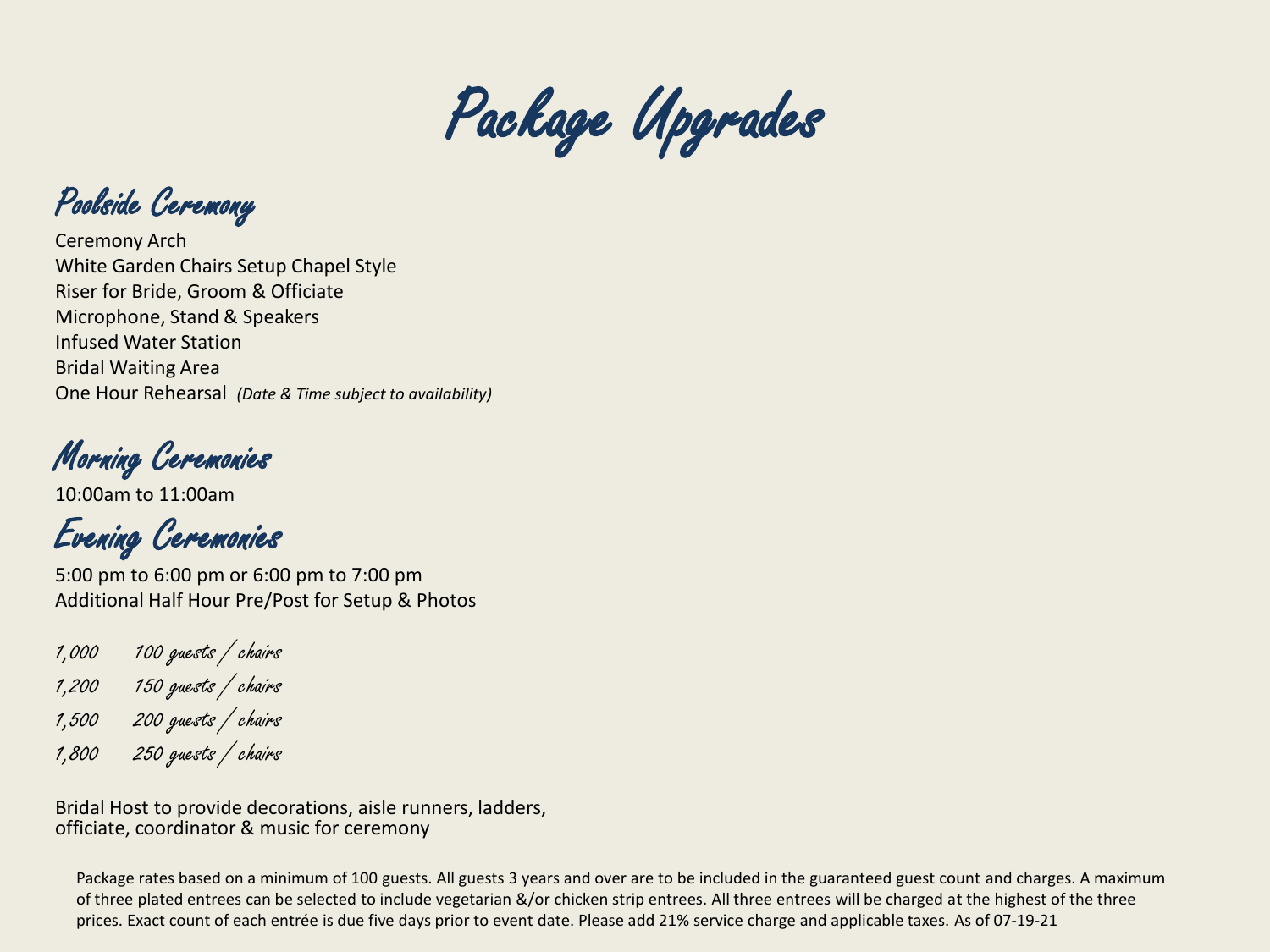# Package Upgrades

## Poolside Ceremony

Ceremony Arch
White Garden Chairs Setup Chapel Style
Riser for Bride, Groom & Officiate
Microphone, Stand & Speakers
Infused Water Station
Bridal Waiting Area
One Hour Rehearsal *(Date & Time subject to availability)*

## Morning Ceremonies

10:00am to 11:00am

## Evening Ceremonies

5:00 pm to 6:00 pm or 6:00 pm to 7:00 pm
Additional Half Hour Pre/Post for Setup & Photos

| | |
|---|---|
| 1,000 | 100 guests / chairs |
| 1,200 | 150 guests / chairs |
| 1,500 | 200 guests / chairs |
| 1,800 | 250 guests / chairs |

Bridal Host to provide decorations, aisle runners, ladders, officiate, coordinator & music for ceremony

Package rates based on a minimum of 100 guests. All guests 3 years and over are to be included in the guaranteed guest count and charges. A maximum of three plated entrees can be selected to include vegetarian &/or chicken strip entrees. All three entrees will be charged at the highest of the three prices. Exact count of each entrée is due five days prior to event date. Please add 21% service charge and applicable taxes. As of 07-19-21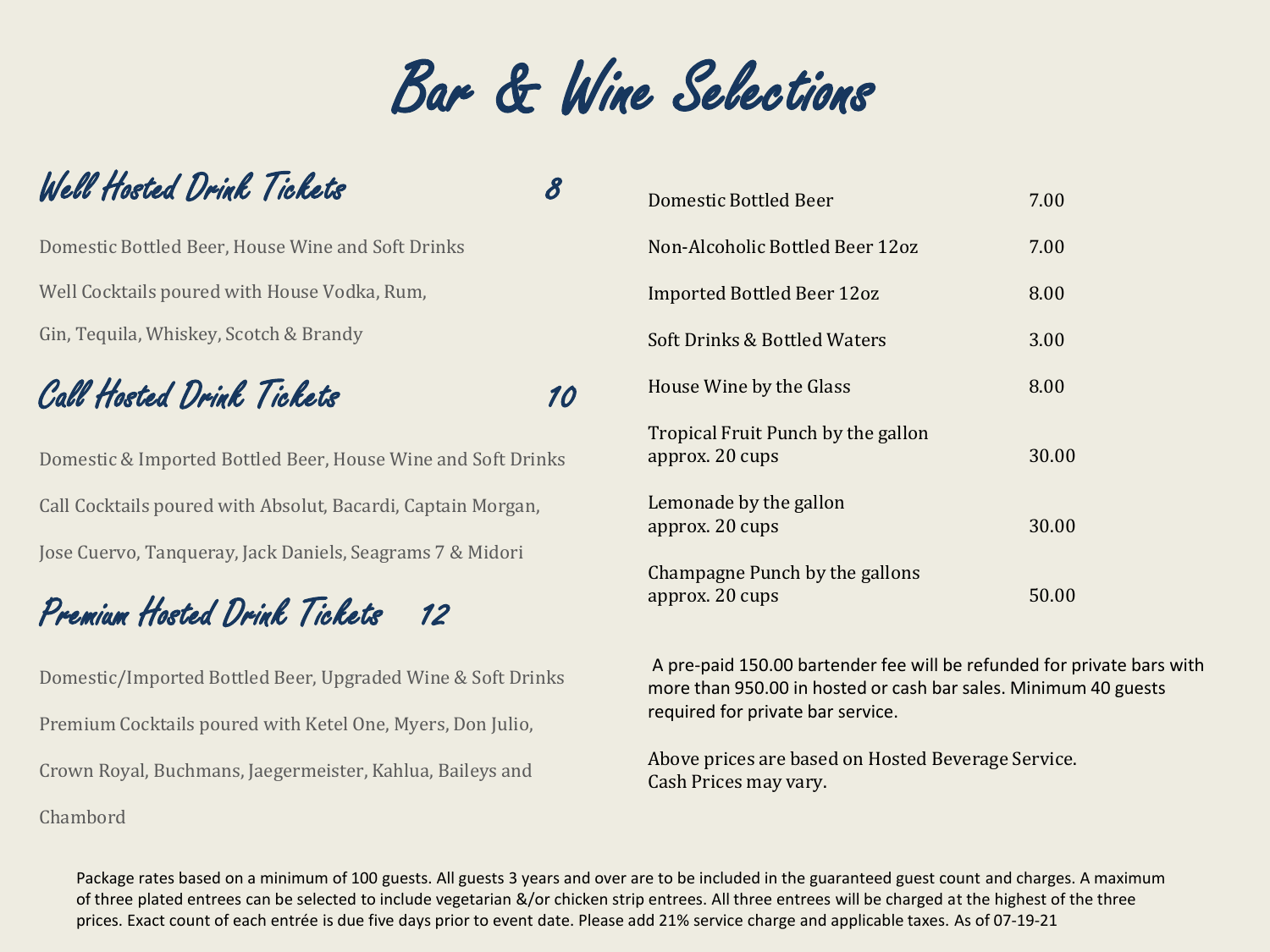# Bar & Wine Selections

## Well Hosted Drink Tickets 8

Domestic Bottled Beer, House Wine and Soft Drinks

Well Cocktails poured with House Vodka, Rum,

Gin, Tequila, Whiskey, Scotch & Brandy

## Call Hosted Drink Tickets 10

Domestic & Imported Bottled Beer, House Wine and Soft Drinks

Call Cocktails poured with Absolut, Bacardi, Captain Morgan,

Jose Cuervo, Tanqueray, Jack Daniels, Seagrams 7 & Midori

## Premium Hosted Drink Tickets 12

Domestic/Imported Bottled Beer, Upgraded Wine & Soft Drinks

Premium Cocktails poured with Ketel One, Myers, Don Julio,

Crown Royal, Buchmans, Jaegermeister, Kahlua, Baileys and

Chambord

| Item | Price |
| --- | --- |
| Domestic Bottled Beer | 7.00 |
| Non-Alcoholic Bottled Beer 12oz | 7.00 |
| Imported Bottled Beer 12oz | 8.00 |
| Soft Drinks & Bottled Waters | 3.00 |
| House Wine by the Glass | 8.00 |
| Tropical Fruit Punch by the gallon approx. 20 cups | 30.00 |
| Lemonade by the gallon approx. 20 cups | 30.00 |
| Champagne Punch by the gallons approx. 20 cups | 50.00 |

A pre-paid 150.00 bartender fee will be refunded for private bars with more than 950.00 in hosted or cash bar sales. Minimum 40 guests required for private bar service.

Above prices are based on Hosted Beverage Service.
Cash Prices may vary.

Package rates based on a minimum of 100 guests. All guests 3 years and over are to be included in the guaranteed guest count and charges. A maximum of three plated entrees can be selected to include vegetarian &/or chicken strip entrees. All three entrees will be charged at the highest of the three prices. Exact count of each entrée is due five days prior to event date. Please add 21% service charge and applicable taxes. As of 07-19-21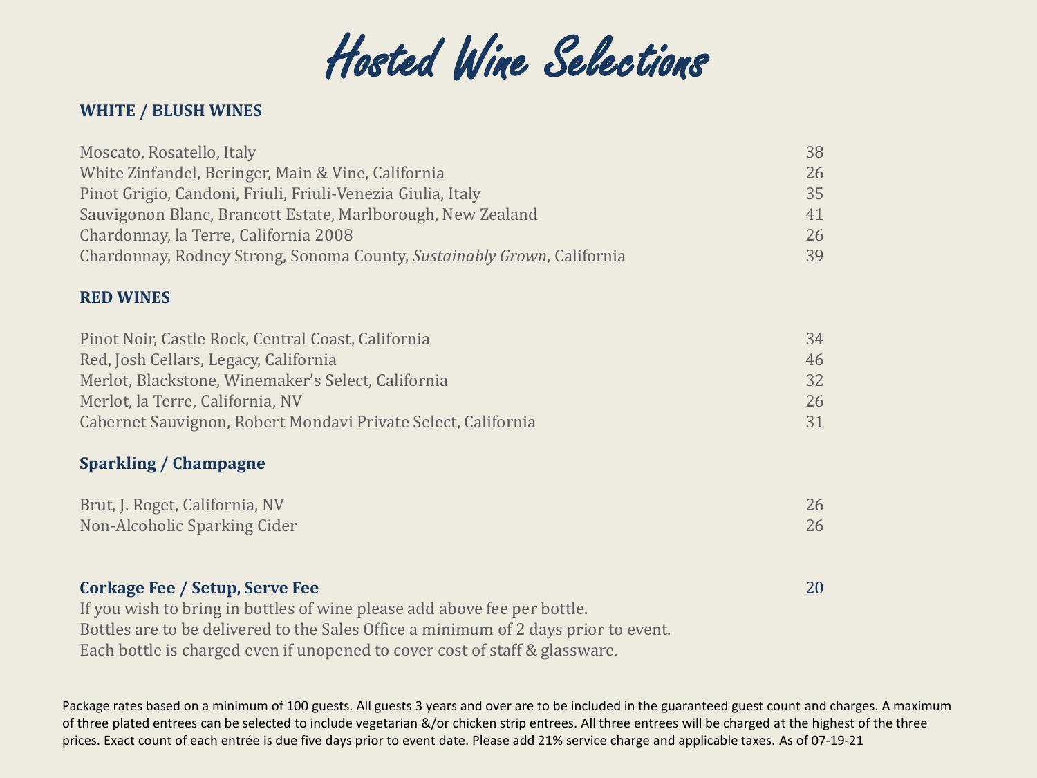# Hosted Wine Selections

## WHITE / BLUSH WINES

| | |
|---|---|
| Moscato, Rosatello, Italy | 38 |
| White Zinfandel, Beringer, Main & Vine, California | 26 |
| Pinot Grigio, Candoni, Friuli, Friuli-Venezia Giulia, Italy | 35 |
| Sauvigonon Blanc, Brancott Estate, Marlborough, New Zealand | 41 |
| Chardonnay, la Terre, California 2008 | 26 |
| Chardonnay, Rodney Strong, Sonoma County, *Sustainably Grown*, California | 39 |

## RED WINES

| | |
|---|---|
| Pinot Noir, Castle Rock, Central Coast, California | 34 |
| Red, Josh Cellars, Legacy, California | 46 |
| Merlot, Blackstone, Winemaker's Select, California | 32 |
| Merlot, la Terre, California, NV | 26 |
| Cabernet Sauvignon, Robert Mondavi Private Select, California | 31 |

## Sparkling / Champagne

| | |
|---|---|
| Brut, J. Roget, California, NV | 26 |
| Non-Alcoholic Sparking Cider | 26 |

**Corkage Fee / Setup, Serve Fee** 20

If you wish to bring in bottles of wine please add above fee per bottle.
Bottles are to be delivered to the Sales Office a minimum of 2 days prior to event.
Each bottle is charged even if unopened to cover cost of staff & glassware.

Package rates based on a minimum of 100 guests. All guests 3 years and over are to be included in the guaranteed guest count and charges. A maximum of three plated entrees can be selected to include vegetarian &/or chicken strip entrees. All three entrees will be charged at the highest of the three prices. Exact count of each entrée is due five days prior to event date. Please add 21% service charge and applicable taxes. As of 07-19-21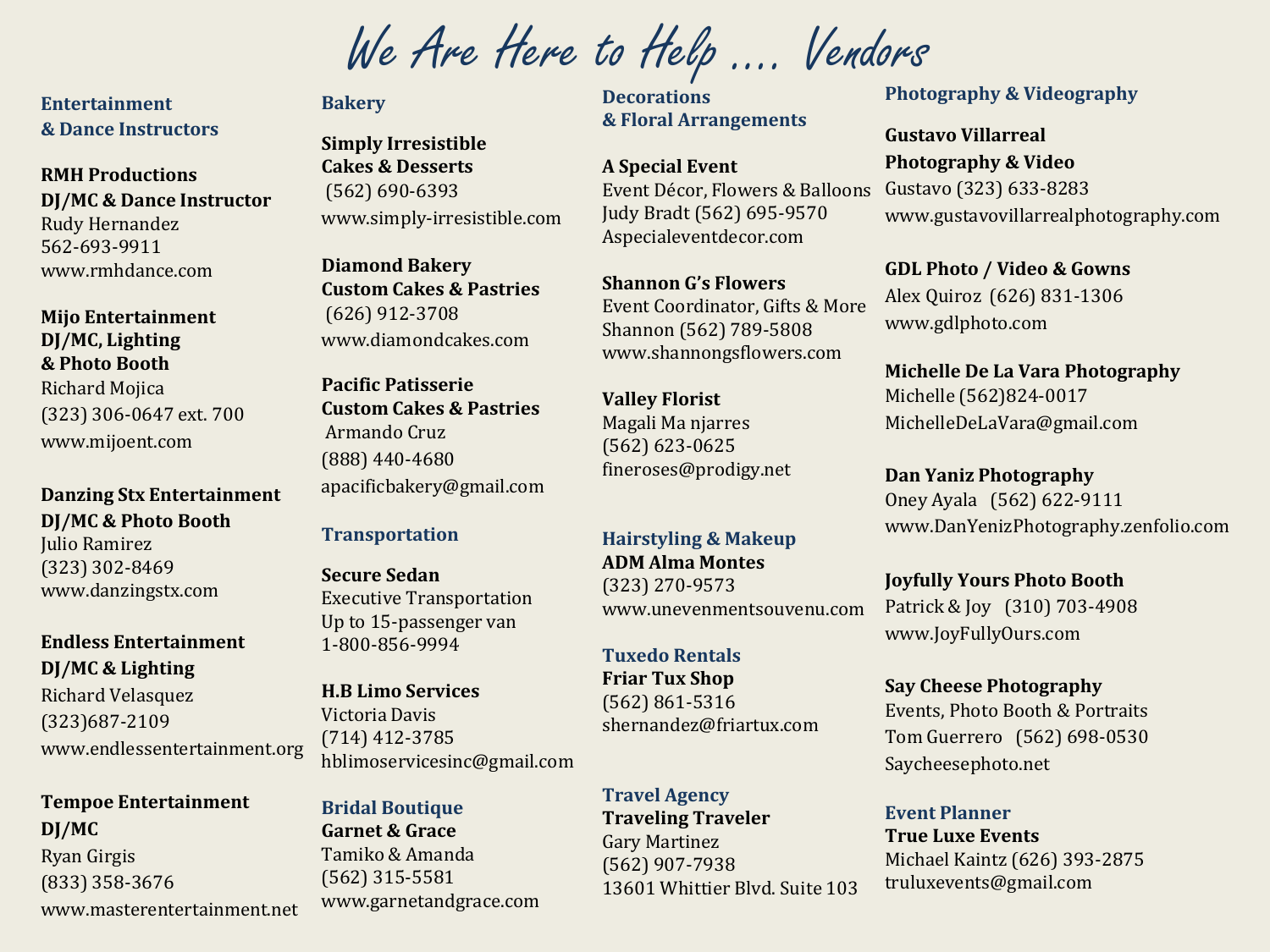# We Are Here to Help .... Vendors

## Entertainment & Dance Instructors

**RMH Productions**
**DJ/MC & Dance Instructor**
Rudy Hernandez
562-693-9911
www.rmhdance.com

**Mijo Entertainment**
**DJ/MC, Lighting & Photo Booth**
Richard Mojica
(323) 306-0647 ext. 700
www.mijoent.com

**Danzing Stx Entertainment**
**DJ/MC & Photo Booth**
Julio Ramirez
(323) 302-8469
www.danzingstx.com

**Endless Entertainment**
**DJ/MC & Lighting**
Richard Velasquez
(323)687-2109
www.endlessentertainment.org

**Tempoe Entertainment**
**DJ/MC**
Ryan Girgis
(833) 358-3676
www.masterentertainment.net

## Bakery

**Simply Irresistible Cakes & Desserts**
(562) 690-6393
www.simply-irresistible.com

**Diamond Bakery**
**Custom Cakes & Pastries**
(626) 912-3708
www.diamondcakes.com

**Pacific Patisserie**
**Custom Cakes & Pastries**
Armando Cruz
(888) 440-4680
apacificbakery@gmail.com

## Transportation

**Secure Sedan**
Executive Transportation
Up to 15-passenger van
1-800-856-9994

**H.B Limo Services**
Victoria Davis
(714) 412-3785
hblimoservicesinc@gmail.com

## Bridal Boutique

**Garnet & Grace**
Tamiko & Amanda
(562) 315-5581
www.garnetandgrace.com

## Decorations & Floral Arrangements

**A Special Event**
Event Décor, Flowers & Balloons
Judy Bradt (562) 695-9570
Aspecialeventdecor.com

**Shannon G's Flowers**
Event Coordinator, Gifts & More
Shannon (562) 789-5808
www.shannongsflowers.com

**Valley Florist**
Magali Ma njarres
(562) 623-0625
fineroses@prodigy.net

## Hairstyling & Makeup

**ADM Alma Montes**
(323) 270-9573
www.unevenmentsouvenu.com

## Tuxedo Rentals

**Friar Tux Shop**
(562) 861-5316
shernandez@friartux.com

## Travel Agency

**Traveling Traveler**
Gary Martinez
(562) 907-7938
13601 Whittier Blvd. Suite 103

## Photography & Videography

**Gustavo Villarreal Photography & Video**
Gustavo (323) 633-8283
www.gustavovillarrealphotography.com

**GDL Photo / Video & Gowns**
Alex Quiroz (626) 831-1306
www.gdlphoto.com

**Michelle De La Vara Photography**
Michelle (562)824-0017
MichelleDeLaVara@gmail.com

**Dan Yaniz Photography**
Oney Ayala (562) 622-9111
www.DanYenizPhotography.zenfolio.com

**Joyfully Yours Photo Booth**
Patrick & Joy (310) 703-4908
www.JoyFullyOurs.com

**Say Cheese Photography**
Events, Photo Booth & Portraits
Tom Guerrero (562) 698-0530
Saycheesephoto.net

## Event Planner

**True Luxe Events**
Michael Kaintz (626) 393-2875
truluxevents@gmail.com